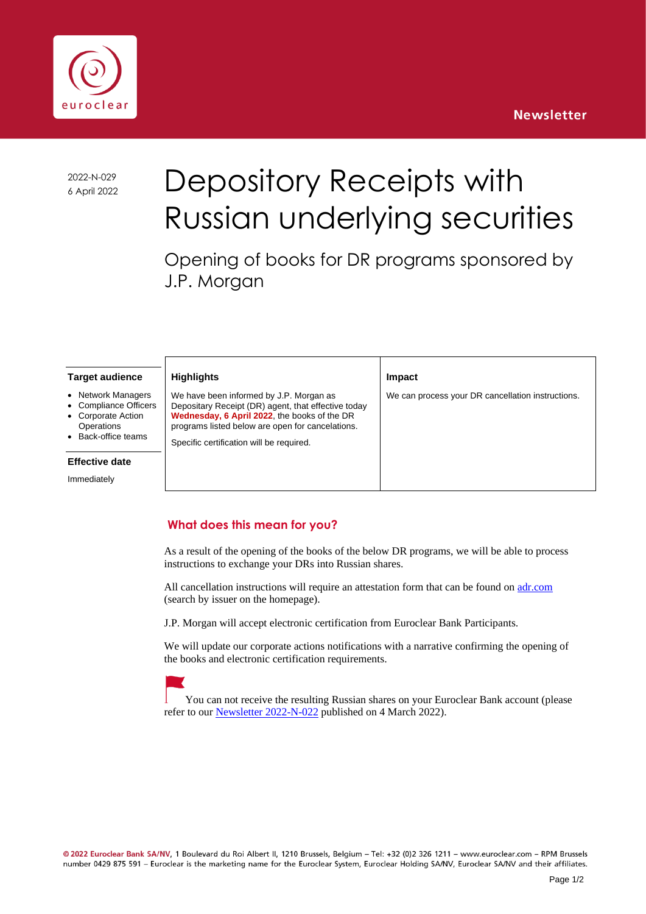Newsletter

2022-N-029
6 April 2022

# Depository Receipts with Russian underlying securities

## Opening of books for DR programs sponsored by J.P. Morgan

**Target audience**

- Network Managers
- Compliance Officers
- Corporate Action Operations
- Back-office teams

**Effective date**

Immediately

| Highlights | Impact |
|---|---|
| We have been informed by J.P. Morgan as Depositary Receipt (DR) agent, that effective today **Wednesday, 6 April 2022**, the books of the DR programs listed below are open for cancelations.<br><br>Specific certification will be required. | We can process your DR cancellation instructions. |

## What does this mean for you?

As a result of the opening of the books of the below DR programs, we will be able to process instructions to exchange your DRs into Russian shares.

All cancellation instructions will require an attestation form that can be found on adr.com (search by issuer on the homepage).

J.P. Morgan will accept electronic certification from Euroclear Bank Participants.

We will update our corporate actions notifications with a narrative confirming the opening of the books and electronic certification requirements.

You can not receive the resulting Russian shares on your Euroclear Bank account (please refer to our Newsletter 2022-N-022 published on 4 March 2022).

© 2022 Euroclear Bank SA/NV, 1 Boulevard du Roi Albert II, 1210 Brussels, Belgium – Tel: +32 (0)2 326 1211 – www.euroclear.com – RPM Brussels number 0429 875 591 – Euroclear is the marketing name for the Euroclear System, Euroclear Holding SA/NV, Euroclear SA/NV and their affiliates.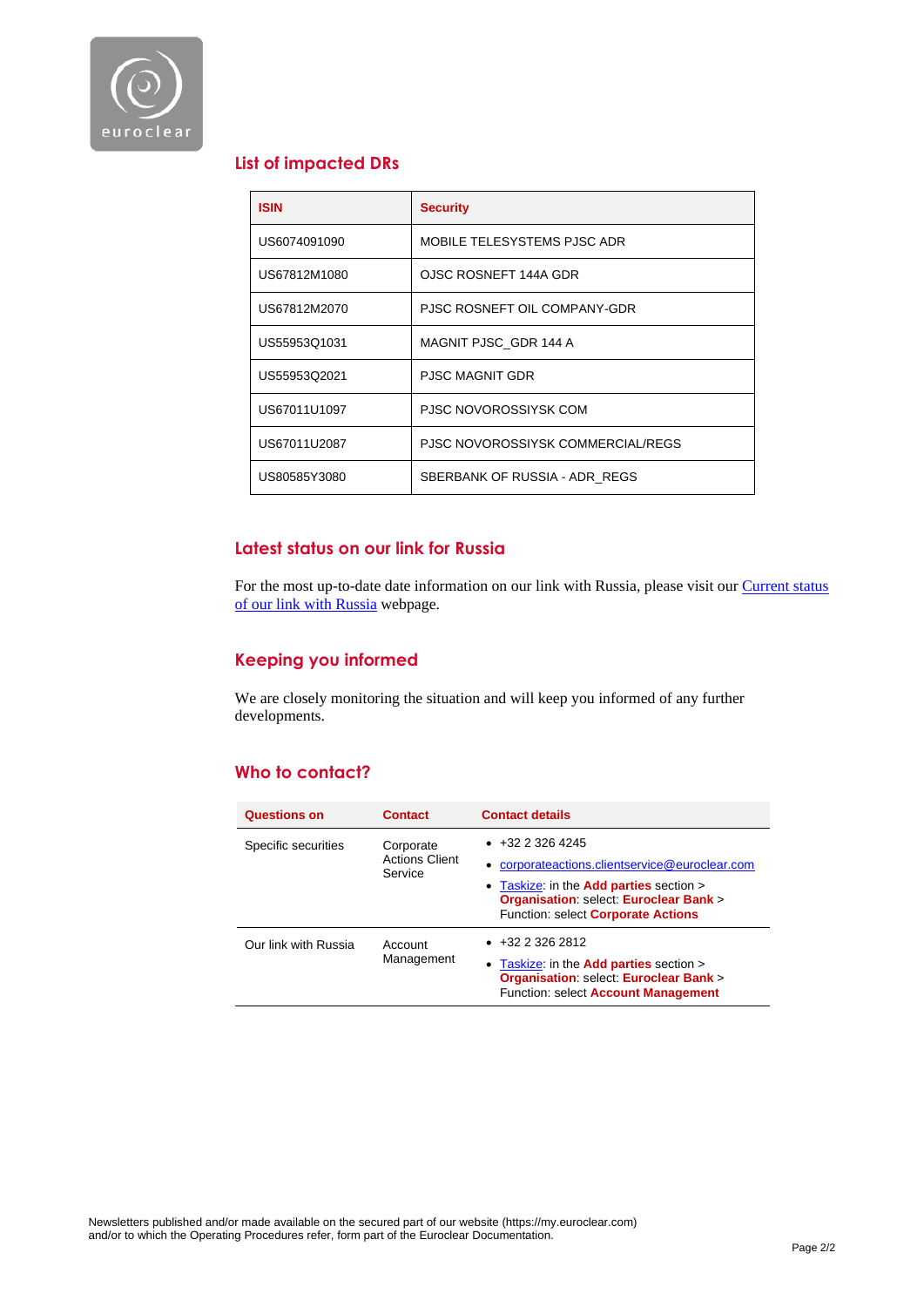## List of impacted DRs

| ISIN | Security |
|---|---|
| US6074091090 | MOBILE TELESYSTEMS PJSC ADR |
| US67812M1080 | OJSC ROSNEFT 144A GDR |
| US67812M2070 | PJSC ROSNEFT OIL COMPANY-GDR |
| US55953Q1031 | MAGNIT PJSC_GDR 144 A |
| US55953Q2021 | PJSC MAGNIT GDR |
| US67011U1097 | PJSC NOVOROSSIYSK COM |
| US67011U2087 | PJSC NOVOROSSIYSK COMMERCIAL/REGS |
| US80585Y3080 | SBERBANK OF RUSSIA - ADR_REGS |

## Latest status on our link for Russia

For the most up-to-date date information on our link with Russia, please visit our Current status of our link with Russia webpage.

## Keeping you informed

We are closely monitoring the situation and will keep you informed of any further developments.

## Who to contact?

| Questions on | Contact | Contact details |
|---|---|---|
| Specific securities | Corporate Actions Client Service | • +32 2 326 4245<br>• corporateactions.clientservice@euroclear.com<br>• Taskize: in the **Add parties** section > **Organisation**: select: **Euroclear Bank** > Function: select **Corporate Actions** |
| Our link with Russia | Account Management | • +32 2 326 2812<br>• Taskize: in the **Add parties** section > **Organisation**: select: **Euroclear Bank** > Function: select **Account Management** |

Newsletters published and/or made available on the secured part of our website (https://my.euroclear.com) and/or to which the Operating Procedures refer, form part of the Euroclear Documentation.